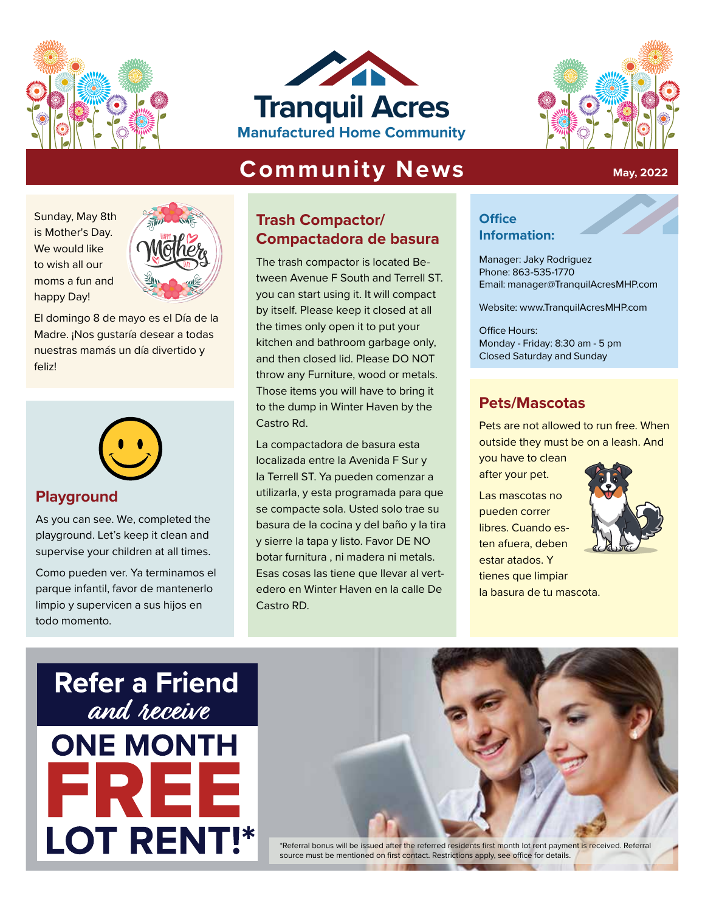# Tranquil Acres

**Manufactured Home Community**

## Community News

May, 2022

Sunday, May 8th is Mother's Day. We would like to wish all our moms a fun and happy Day!

El domingo 8 de mayo es el Día de la Madre. ¡Nos gustaría desear a todas nuestras mamás un día divertido y feliz!

### Playground

As you can see. We, completed the playground. Let's keep it clean and supervise your children at all times.

Como pueden ver. Ya terminamos el parque infantil, favor de mantenerlo limpio y supervicen a sus hijos en todo momento.

### Trash Compactor/ Compactadora de basura

The trash compactor is located Between Avenue F South and Terrell ST. you can start using it. It will compact by itself. Please keep it closed at all the times only open it to put your kitchen and bathroom garbage only, and then closed lid. Please DO NOT throw any Furniture, wood or metals. Those items you will have to bring it to the dump in Winter Haven by the Castro Rd.

La compactadora de basura esta localizada entre la Avenida F Sur y la Terrell ST. Ya pueden comenzar a utilizarla, y esta programada para que se compacte sola. Usted solo trae su basura de la cocina y del baño y la tira y sierre la tapa y listo. Favor DE NO botar furnitura , ni madera ni metals. Esas cosas las tiene que llevar al vertedero en Winter Haven en la calle De Castro RD.

### Office Information:

Manager: Jaky Rodriguez
Phone: 863-535-1770
Email: manager@TranquilAcresMHP.com

Website: www.TranquilAcresMHP.com

Office Hours:
Monday - Friday: 8:30 am - 5 pm
Closed Saturday and Sunday

### Pets/Mascotas

Pets are not allowed to run free. When outside they must be on a leash. And you have to clean after your pet.

Las mascotas no pueden correr libres. Cuando esten afuera, deben estar atados. Y tienes que limpiar la basura de tu mascota.

## Refer a Friend *and receive* ONE MONTH FREE LOT RENT!*

*Referral bonus will be issued after the referred residents first month lot rent payment is received. Referral source must be mentioned on first contact. Restrictions apply, see office for details.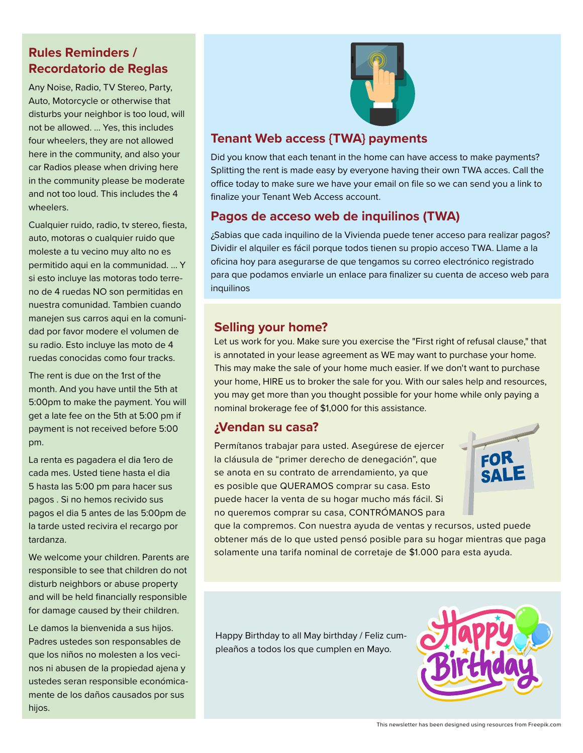## Rules Reminders / Recordatorio de Reglas

Any Noise, Radio, TV Stereo, Party, Auto, Motorcycle or otherwise that disturbs your neighbor is too loud, will not be allowed. ... Yes, this includes four wheelers, they are not allowed here in the community, and also your car Radios please when driving here in the community please be moderate and not too loud. This includes the 4 wheelers.

Cualquier ruido, radio, tv stereo, fiesta, auto, motoras o cualquier ruido que moleste a tu vecino muy alto no es permitido aqui en la communidad. ... Y si esto incluye las motoras todo terreno de 4 ruedas NO son permitidas en nuestra comunidad. Tambien cuando manejen sus carros aqui en la comunidad por favor modere el volumen de su radio. Esto incluye las moto de 4 ruedas conocidas como four tracks.

The rent is due on the 1rst of the month. And you have until the 5th at 5:00pm to make the payment. You will get a late fee on the 5th at 5:00 pm if payment is not received before 5:00 pm.

La renta es pagadera el dia 1ero de cada mes. Usted tiene hasta el dia 5 hasta las 5:00 pm para hacer sus pagos . Si no hemos recivido sus pagos el dia 5 antes de las 5:00pm de la tarde usted recivira el recargo por tardanza.

We welcome your children. Parents are responsible to see that children do not disturb neighbors or abuse property and will be held financially responsible for damage caused by their children.

Le damos la bienvenida a sus hijos. Padres ustedes son responsables de que los niños no molesten a los vecinos ni abusen de la propiedad ajena y ustedes seran responsible económicamente de los daños causados por sus hijos.

## Tenant Web access {TWA} payments

Did you know that each tenant in the home can have access to make payments? Splitting the rent is made easy by everyone having their own TWA acces. Call the office today to make sure we have your email on file so we can send you a link to finalize your Tenant Web Access account.

## Pagos de acceso web de inquilinos (TWA)

¿Sabias que cada inquilino de la Vivienda puede tener acceso para realizar pagos? Dividir el alquiler es fácil porque todos tienen su propio acceso TWA. Llame a la oficina hoy para asegurarse de que tengamos su correo electrónico registrado para que podamos enviarle un enlace para finalizer su cuenta de acceso web para inquilinos

## Selling your home?

Let us work for you. Make sure you exercise the "First right of refusal clause," that is annotated in your lease agreement as WE may want to purchase your home. This may make the sale of your home much easier. If we don't want to purchase your home, HIRE us to broker the sale for you. With our sales help and resources, you may get more than you thought possible for your home while only paying a nominal brokerage fee of $1,000 for this assistance.

## ¿Vendan su casa?

Permítanos trabajar para usted. Asegúrese de ejercer la cláusula de “primer derecho de denegación”, que se anota en su contrato de arrendamiento, ya que es posible que QUERAMOS comprar su casa. Esto puede hacer la venta de su hogar mucho más fácil. Si no queremos comprar su casa, CONTRÓMANOS para que la compremos. Con nuestra ayuda de ventas y recursos, usted puede obtener más de lo que usted pensó posible para su hogar mientras que paga solamente una tarifa nominal de corretaje de $1.000 para esta ayuda.

Happy Birthday to all May birthday / Feliz cumpleaños a todos los que cumplen en Mayo.

This newsletter has been designed using resources from Freepik.com